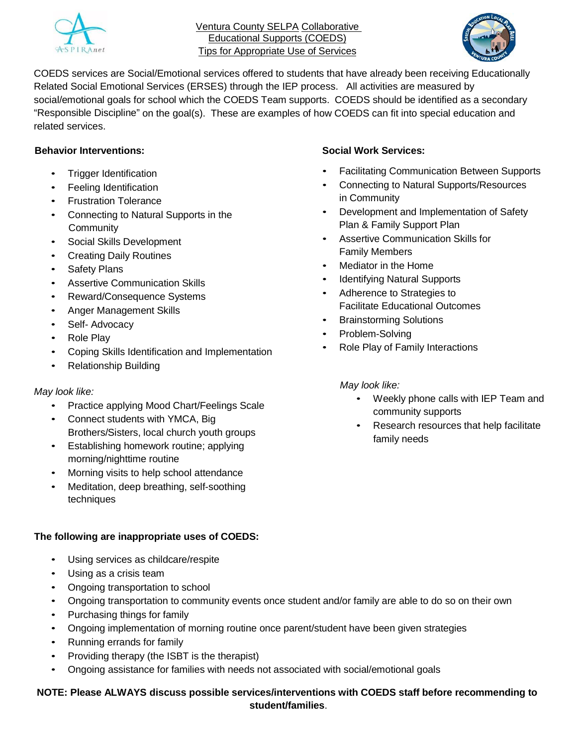# Ventura County SELPA Collaborative Educational Supports (COEDS)
## Tips for Appropriate Use of Services

COEDS services are Social/Emotional services offered to students that have already been receiving Educationally Related Social Emotional Services (ERSES) through the IEP process. All activities are measured by social/emotional goals for school which the COEDS Team supports. COEDS should be identified as a secondary "Responsible Discipline" on the goal(s). These are examples of how COEDS can fit into special education and related services.

**Behavior Interventions:**

- Trigger Identification
- Feeling Identification
- Frustration Tolerance
- Connecting to Natural Supports in the Community
- Social Skills Development
- Creating Daily Routines
- Safety Plans
- Assertive Communication Skills
- Reward/Consequence Systems
- Anger Management Skills
- Self- Advocacy
- Role Play
- Coping Skills Identification and Implementation
- Relationship Building

*May look like:*

- Practice applying Mood Chart/Feelings Scale
- Connect students with YMCA, Big Brothers/Sisters, local church youth groups
- Establishing homework routine; applying morning/nighttime routine
- Morning visits to help school attendance
- Meditation, deep breathing, self-soothing techniques

**Social Work Services:**

- Facilitating Communication Between Supports
- Connecting to Natural Supports/Resources in Community
- Development and Implementation of Safety Plan & Family Support Plan
- Assertive Communication Skills for Family Members
- Mediator in the Home
- Identifying Natural Supports
- Adherence to Strategies to Facilitate Educational Outcomes
- Brainstorming Solutions
- Problem-Solving
- Role Play of Family Interactions

*May look like:*

- Weekly phone calls with IEP Team and community supports
- Research resources that help facilitate family needs

**The following are inappropriate uses of COEDS:**

- Using services as childcare/respite
- Using as a crisis team
- Ongoing transportation to school
- Ongoing transportation to community events once student and/or family are able to do so on their own
- Purchasing things for family
- Ongoing implementation of morning routine once parent/student have been given strategies
- Running errands for family
- Providing therapy (the ISBT is the therapist)
- Ongoing assistance for families with needs not associated with social/emotional goals

**NOTE: Please ALWAYS discuss possible services/interventions with COEDS staff before recommending to student/families**.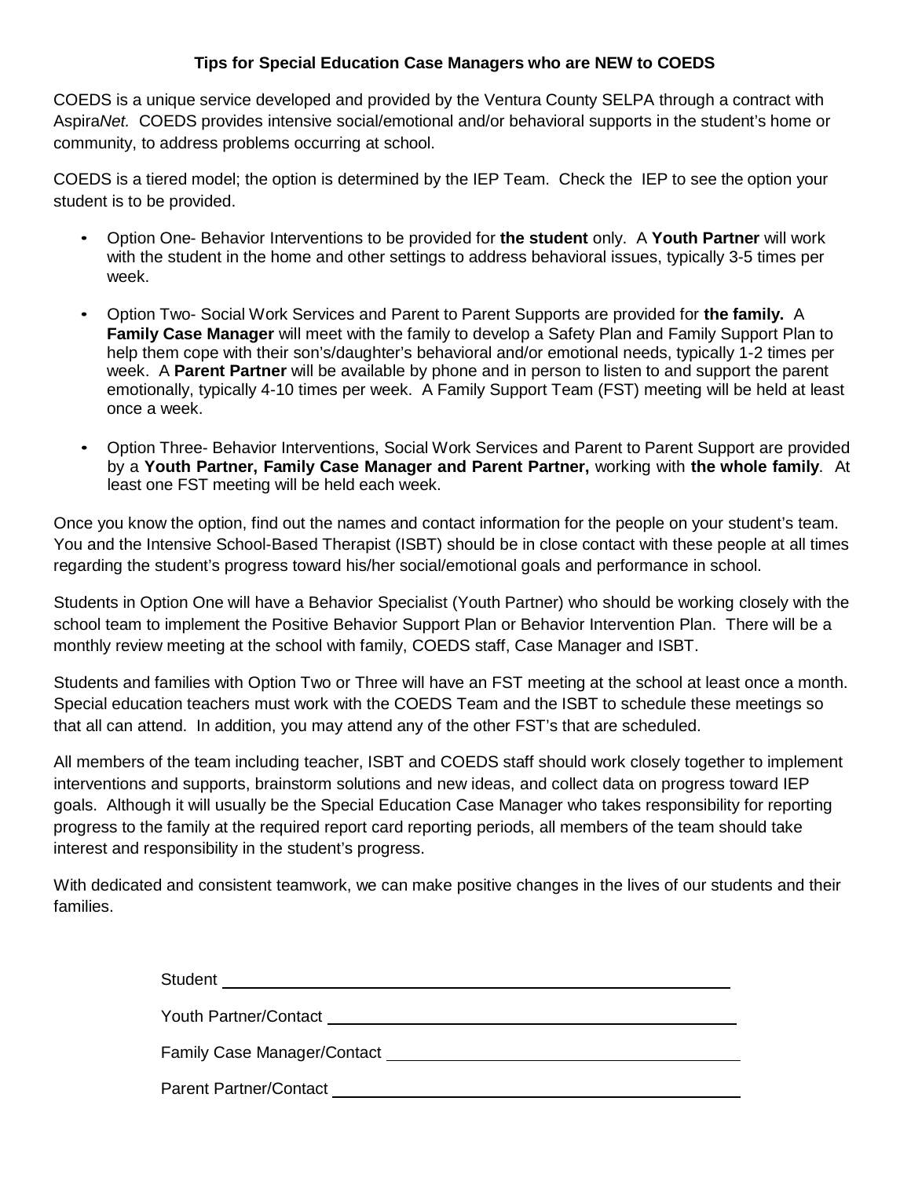**Tips for Special Education Case Managers who are NEW to COEDS**

COEDS is a unique service developed and provided by the Ventura County SELPA through a contract with Aspira*Net.* COEDS provides intensive social/emotional and/or behavioral supports in the student's home or community, to address problems occurring at school.

COEDS is a tiered model; the option is determined by the IEP Team. Check the IEP to see the option your student is to be provided.

- Option One- Behavior Interventions to be provided for **the student** only. A **Youth Partner** will work with the student in the home and other settings to address behavioral issues, typically 3-5 times per week.
- Option Two- Social Work Services and Parent to Parent Supports are provided for **the family.** A **Family Case Manager** will meet with the family to develop a Safety Plan and Family Support Plan to help them cope with their son's/daughter's behavioral and/or emotional needs, typically 1-2 times per week. A **Parent Partner** will be available by phone and in person to listen to and support the parent emotionally, typically 4-10 times per week. A Family Support Team (FST) meeting will be held at least once a week.
- Option Three- Behavior Interventions, Social Work Services and Parent to Parent Support are provided by a **Youth Partner, Family Case Manager and Parent Partner,** working with **the whole family**. At least one FST meeting will be held each week.

Once you know the option, find out the names and contact information for the people on your student's team. You and the Intensive School-Based Therapist (ISBT) should be in close contact with these people at all times regarding the student's progress toward his/her social/emotional goals and performance in school.

Students in Option One will have a Behavior Specialist (Youth Partner) who should be working closely with the school team to implement the Positive Behavior Support Plan or Behavior Intervention Plan. There will be a monthly review meeting at the school with family, COEDS staff, Case Manager and ISBT.

Students and families with Option Two or Three will have an FST meeting at the school at least once a month. Special education teachers must work with the COEDS Team and the ISBT to schedule these meetings so that all can attend. In addition, you may attend any of the other FST's that are scheduled.

All members of the team including teacher, ISBT and COEDS staff should work closely together to implement interventions and supports, brainstorm solutions and new ideas, and collect data on progress toward IEP goals. Although it will usually be the Special Education Case Manager who takes responsibility for reporting progress to the family at the required report card reporting periods, all members of the team should take interest and responsibility in the student's progress.

With dedicated and consistent teamwork, we can make positive changes in the lives of our students and their families.

Student ____________________________________________

Youth Partner/Contact ________________________________

Family Case Manager/Contact __________________________

Parent Partner/Contact ________________________________